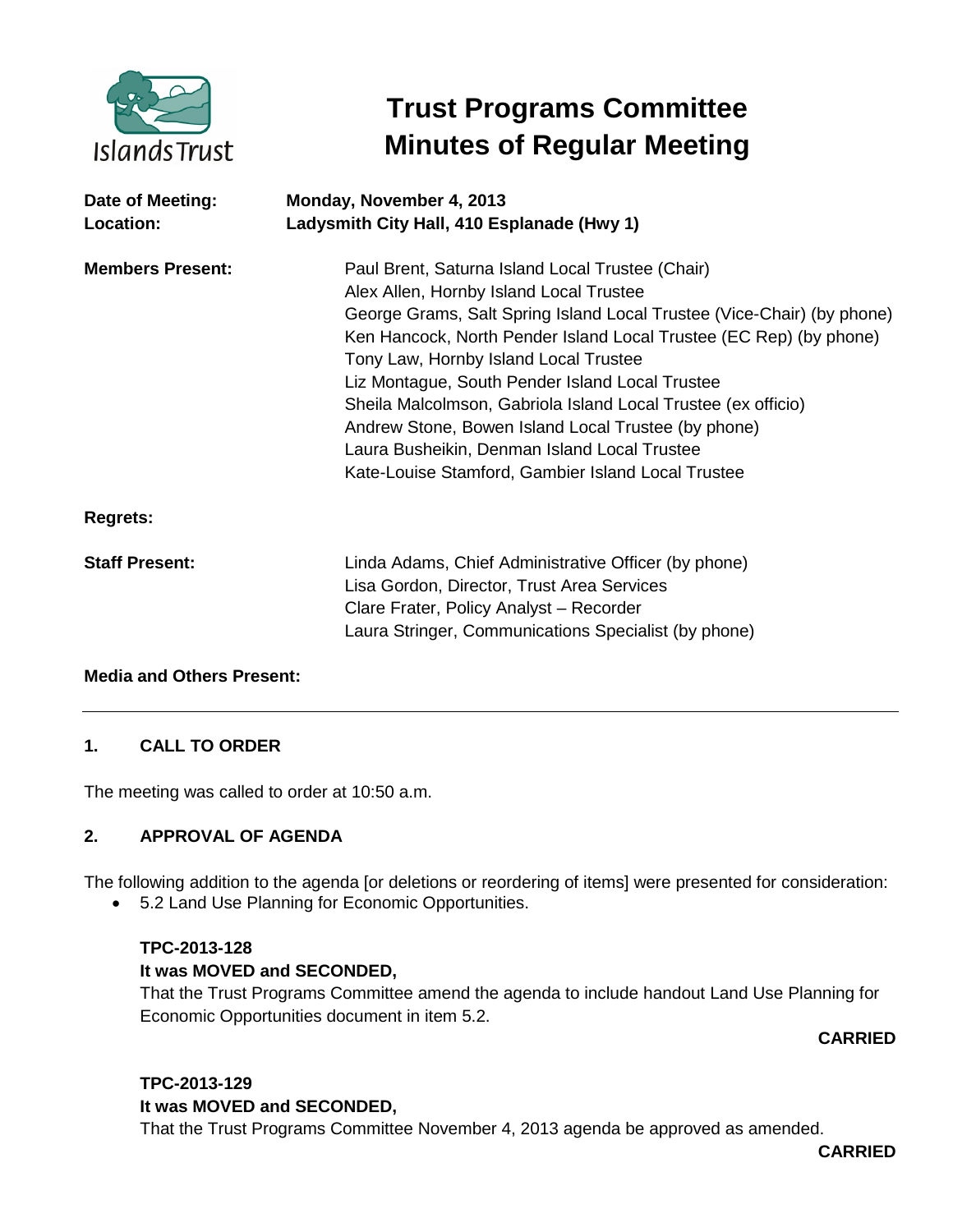Islands Trust

# Trust Programs Committee Minutes of Regular Meeting

**Date of Meeting:** **Monday, November 4, 2013**
**Location:** **Ladysmith City Hall, 410 Esplanade (Hwy 1)**

**Members Present:**
Paul Brent, Saturna Island Local Trustee (Chair)
Alex Allen, Hornby Island Local Trustee
George Grams, Salt Spring Island Local Trustee (Vice-Chair) (by phone)
Ken Hancock, North Pender Island Local Trustee (EC Rep) (by phone)
Tony Law, Hornby Island Local Trustee
Liz Montague, South Pender Island Local Trustee
Sheila Malcolmson, Gabriola Island Local Trustee (ex officio)
Andrew Stone, Bowen Island Local Trustee (by phone)
Laura Busheikin, Denman Island Local Trustee
Kate-Louise Stamford, Gambier Island Local Trustee

**Regrets:**

**Staff Present:**
Linda Adams, Chief Administrative Officer (by phone)
Lisa Gordon, Director, Trust Area Services
Clare Frater, Policy Analyst – Recorder
Laura Stringer, Communications Specialist (by phone)

**Media and Others Present:**

---

## 1. CALL TO ORDER

The meeting was called to order at 10:50 a.m.

## 2. APPROVAL OF AGENDA

The following addition to the agenda [or deletions or reordering of items] were presented for consideration:

- 5.2 Land Use Planning for Economic Opportunities.

**TPC-2013-128**
**It was MOVED and SECONDED,**
That the Trust Programs Committee amend the agenda to include handout Land Use Planning for Economic Opportunities document in item 5.2.

**CARRIED**

**TPC-2013-129**
**It was MOVED and SECONDED,**
That the Trust Programs Committee November 4, 2013 agenda be approved as amended.

**CARRIED**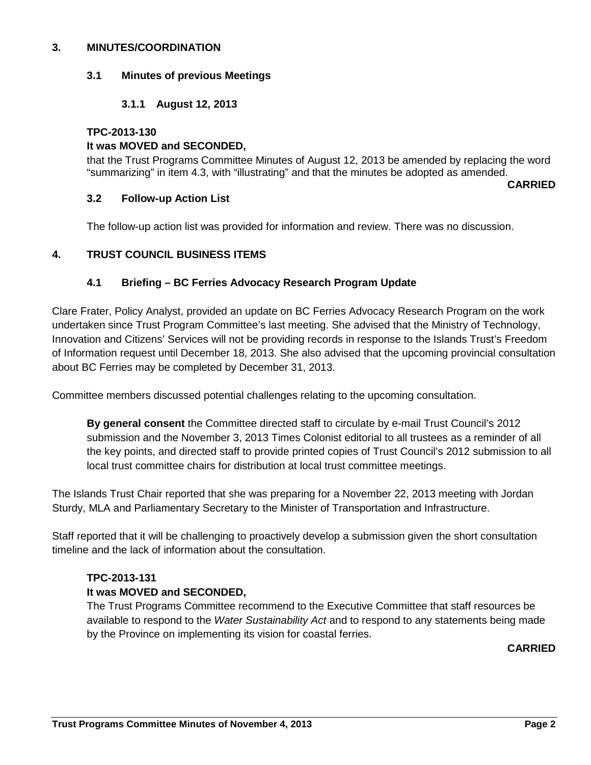## 3. MINUTES/COORDINATION

### 3.1 Minutes of previous Meetings

#### 3.1.1 August 12, 2013

**TPC-2013-130**
**It was MOVED and SECONDED,**

that the Trust Programs Committee Minutes of August 12, 2013 be amended by replacing the word "summarizing" in item 4.3, with "illustrating" and that the minutes be adopted as amended.

**CARRIED**

### 3.2 Follow-up Action List

The follow-up action list was provided for information and review. There was no discussion.

## 4. TRUST COUNCIL BUSINESS ITEMS

### 4.1 Briefing – BC Ferries Advocacy Research Program Update

Clare Frater, Policy Analyst, provided an update on BC Ferries Advocacy Research Program on the work undertaken since Trust Program Committee's last meeting. She advised that the Ministry of Technology, Innovation and Citizens' Services will not be providing records in response to the Islands Trust's Freedom of Information request until December 18, 2013. She also advised that the upcoming provincial consultation about BC Ferries may be completed by December 31, 2013.

Committee members discussed potential challenges relating to the upcoming consultation.

**By general consent** the Committee directed staff to circulate by e-mail Trust Council's 2012 submission and the November 3, 2013 Times Colonist editorial to all trustees as a reminder of all the key points, and directed staff to provide printed copies of Trust Council's 2012 submission to all local trust committee chairs for distribution at local trust committee meetings.

The Islands Trust Chair reported that she was preparing for a November 22, 2013 meeting with Jordan Sturdy, MLA and Parliamentary Secretary to the Minister of Transportation and Infrastructure.

Staff reported that it will be challenging to proactively develop a submission given the short consultation timeline and the lack of information about the consultation.

**TPC-2013-131**
**It was MOVED and SECONDED,**

The Trust Programs Committee recommend to the Executive Committee that staff resources be available to respond to the *Water Sustainability Act* and to respond to any statements being made by the Province on implementing its vision for coastal ferries.

**CARRIED**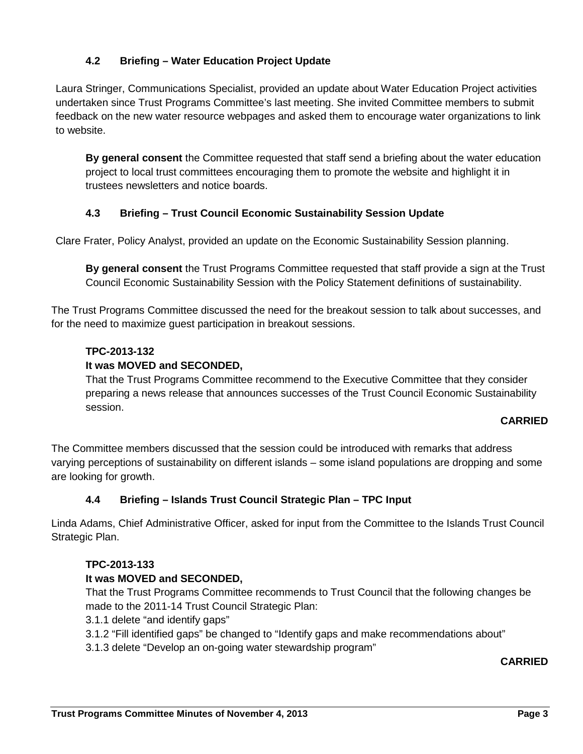### 4.2 Briefing – Water Education Project Update

Laura Stringer, Communications Specialist, provided an update about Water Education Project activities undertaken since Trust Programs Committee's last meeting. She invited Committee members to submit feedback on the new water resource webpages and asked them to encourage water organizations to link to website.

**By general consent** the Committee requested that staff send a briefing about the water education project to local trust committees encouraging them to promote the website and highlight it in trustees newsletters and notice boards.

### 4.3 Briefing – Trust Council Economic Sustainability Session Update

Clare Frater, Policy Analyst, provided an update on the Economic Sustainability Session planning.

**By general consent** the Trust Programs Committee requested that staff provide a sign at the Trust Council Economic Sustainability Session with the Policy Statement definitions of sustainability.

The Trust Programs Committee discussed the need for the breakout session to talk about successes, and for the need to maximize guest participation in breakout sessions.

**TPC-2013-132**
**It was MOVED and SECONDED,**
That the Trust Programs Committee recommend to the Executive Committee that they consider preparing a news release that announces successes of the Trust Council Economic Sustainability session.

**CARRIED**

The Committee members discussed that the session could be introduced with remarks that address varying perceptions of sustainability on different islands – some island populations are dropping and some are looking for growth.

### 4.4 Briefing – Islands Trust Council Strategic Plan – TPC Input

Linda Adams, Chief Administrative Officer, asked for input from the Committee to the Islands Trust Council Strategic Plan.

**TPC-2013-133**
**It was MOVED and SECONDED,**
That the Trust Programs Committee recommends to Trust Council that the following changes be made to the 2011-14 Trust Council Strategic Plan:
3.1.1 delete "and identify gaps"
3.1.2 "Fill identified gaps" be changed to "Identify gaps and make recommendations about"
3.1.3 delete "Develop an on-going water stewardship program"

**CARRIED**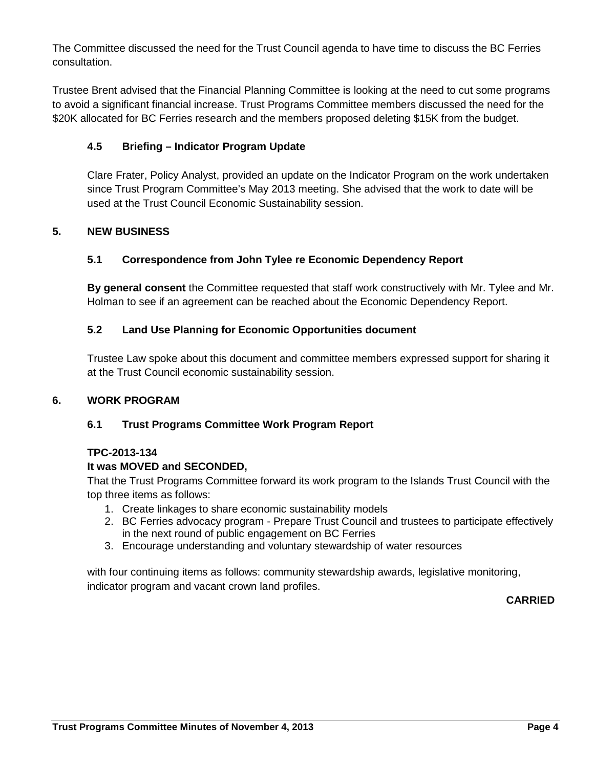The Committee discussed the need for the Trust Council agenda to have time to discuss the BC Ferries consultation.

Trustee Brent advised that the Financial Planning Committee is looking at the need to cut some programs to avoid a significant financial increase. Trust Programs Committee members discussed the need for the $20K allocated for BC Ferries research and the members proposed deleting $15K from the budget.

### 4.5 Briefing – Indicator Program Update

Clare Frater, Policy Analyst, provided an update on the Indicator Program on the work undertaken since Trust Program Committee's May 2013 meeting. She advised that the work to date will be used at the Trust Council Economic Sustainability session.

## 5. NEW BUSINESS

### 5.1 Correspondence from John Tylee re Economic Dependency Report

**By general consent** the Committee requested that staff work constructively with Mr. Tylee and Mr. Holman to see if an agreement can be reached about the Economic Dependency Report.

### 5.2 Land Use Planning for Economic Opportunities document

Trustee Law spoke about this document and committee members expressed support for sharing it at the Trust Council economic sustainability session.

## 6. WORK PROGRAM

### 6.1 Trust Programs Committee Work Program Report

**TPC-2013-134**
**It was MOVED and SECONDED,**
That the Trust Programs Committee forward its work program to the Islands Trust Council with the top three items as follows:

1. Create linkages to share economic sustainability models
2. BC Ferries advocacy program - Prepare Trust Council and trustees to participate effectively in the next round of public engagement on BC Ferries
3. Encourage understanding and voluntary stewardship of water resources

with four continuing items as follows: community stewardship awards, legislative monitoring, indicator program and vacant crown land profiles.

**CARRIED**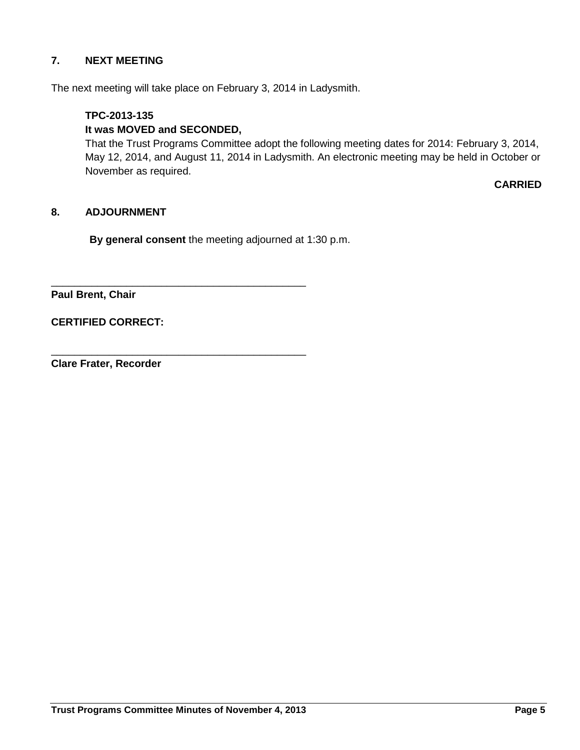## 7. NEXT MEETING

The next meeting will take place on February 3, 2014 in Ladysmith.

> **TPC-2013-135**
> **It was MOVED and SECONDED,**
> That the Trust Programs Committee adopt the following meeting dates for 2014: February 3, 2014, May 12, 2014, and August 11, 2014 in Ladysmith. An electronic meeting may be held in October or November as required.
>
> **CARRIED**

## 8. ADJOURNMENT

**By general consent** the meeting adjourned at 1:30 p.m.

\_\_\_\_\_\_\_\_\_\_\_\_\_\_\_\_\_\_\_\_\_\_\_\_\_\_\_\_\_\_\_\_\_\_\_\_\_\_\_\_\_\_\_\_\_
**Paul Brent, Chair**

**CERTIFIED CORRECT:**

\_\_\_\_\_\_\_\_\_\_\_\_\_\_\_\_\_\_\_\_\_\_\_\_\_\_\_\_\_\_\_\_\_\_\_\_\_\_\_\_\_\_\_\_\_
**Clare Frater, Recorder**